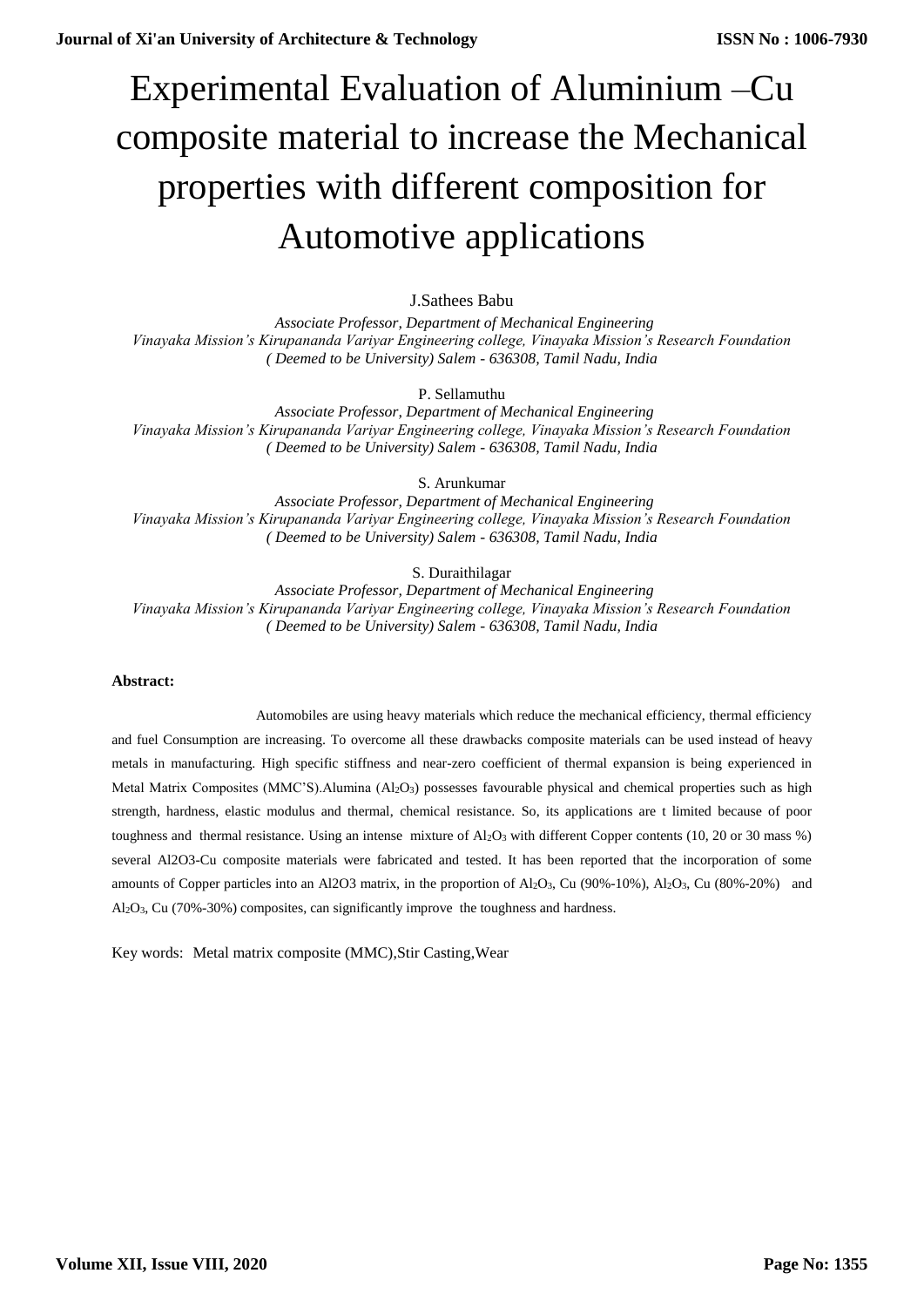# Experimental Evaluation of Aluminium –Cu composite material to increase the Mechanical properties with different composition for Automotive applications

J.Sathees Babu

*Associate Professor, Department of Mechanical Engineering*
*Vinayaka Mission's Kirupananda Variyar Engineering college, Vinayaka Mission's Research Foundation ( Deemed to be University) Salem - 636308, Tamil Nadu, India*

P. Sellamuthu

*Associate Professor, Department of Mechanical Engineering*
*Vinayaka Mission's Kirupananda Variyar Engineering college, Vinayaka Mission's Research Foundation ( Deemed to be University) Salem - 636308, Tamil Nadu, India*

S. Arunkumar

*Associate Professor, Department of Mechanical Engineering*
*Vinayaka Mission's Kirupananda Variyar Engineering college, Vinayaka Mission's Research Foundation ( Deemed to be University) Salem - 636308, Tamil Nadu, India*

S. Duraithilagar

*Associate Professor, Department of Mechanical Engineering*
*Vinayaka Mission's Kirupananda Variyar Engineering college, Vinayaka Mission's Research Foundation ( Deemed to be University) Salem - 636308, Tamil Nadu, India*

**Abstract:**

Automobiles are using heavy materials which reduce the mechanical efficiency, thermal efficiency and fuel Consumption are increasing. To overcome all these drawbacks composite materials can be used instead of heavy metals in manufacturing. High specific stiffness and near-zero coefficient of thermal expansion is being experienced in Metal Matrix Composites (MMC'S).Alumina ($Al_2O_3$) possesses favourable physical and chemical properties such as high strength, hardness, elastic modulus and thermal, chemical resistance. So, its applications are t limited because of poor toughness and thermal resistance. Using an intense mixture of $Al_2O_3$ with different Copper contents (10, 20 or 30 mass %) several Al2O3-Cu composite materials were fabricated and tested. It has been reported that the incorporation of some amounts of Copper particles into an Al2O3 matrix, in the proportion of $Al_2O_3$, Cu (90%-10%), $Al_2O_3$, Cu (80%-20%) and $Al_2O_3$, Cu (70%-30%) composites, can significantly improve the toughness and hardness.

Key words: Metal matrix composite (MMC),Stir Casting,Wear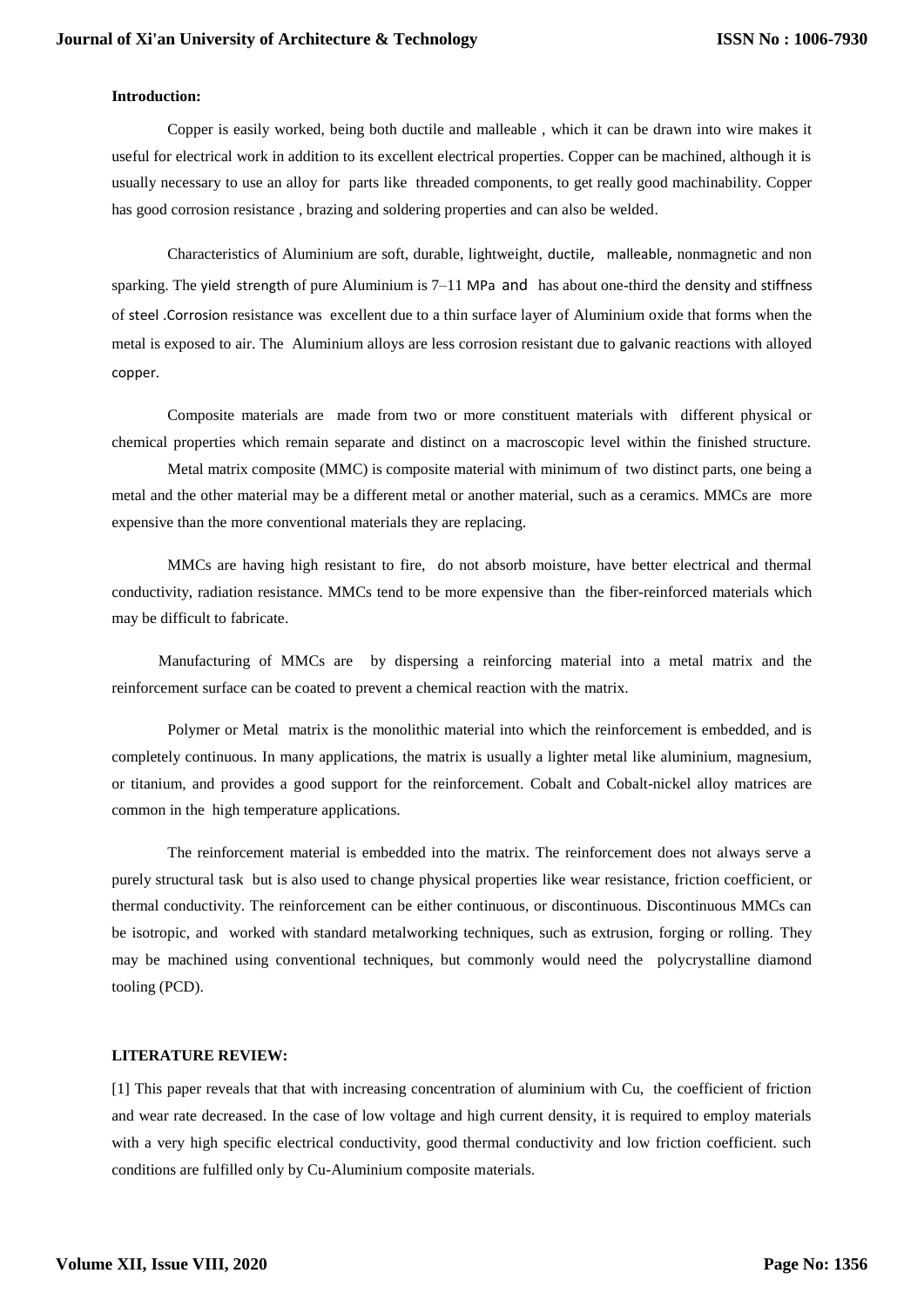**Introduction:**

Copper is easily worked, being both ductile and malleable , which it can be drawn into wire makes it useful for electrical work in addition to its excellent electrical properties. Copper can be machined, although it is usually necessary to use an alloy for parts like threaded components, to get really good machinability. Copper has good corrosion resistance , brazing and soldering properties and can also be welded.

Characteristics of Aluminium are soft, durable, lightweight, ductile, malleable, nonmagnetic and non sparking. The yield strength of pure Aluminium is 7–11 MPa and has about one-third the density and stiffness of steel .Corrosion resistance was excellent due to a thin surface layer of Aluminium oxide that forms when the metal is exposed to air. The Aluminium alloys are less corrosion resistant due to galvanic reactions with alloyed copper.

Composite materials are made from two or more constituent materials with different physical or chemical properties which remain separate and distinct on a macroscopic level within the finished structure.

Metal matrix composite (MMC) is composite material with minimum of two distinct parts, one being a metal and the other material may be a different metal or another material, such as a ceramics. MMCs are more expensive than the more conventional materials they are replacing.

MMCs are having high resistant to fire, do not absorb moisture, have better electrical and thermal conductivity, radiation resistance. MMCs tend to be more expensive than the fiber-reinforced materials which may be difficult to fabricate.

Manufacturing of MMCs are by dispersing a reinforcing material into a metal matrix and the reinforcement surface can be coated to prevent a chemical reaction with the matrix.

Polymer or Metal matrix is the monolithic material into which the reinforcement is embedded, and is completely continuous. In many applications, the matrix is usually a lighter metal like aluminium, magnesium, or titanium, and provides a good support for the reinforcement. Cobalt and Cobalt-nickel alloy matrices are common in the high temperature applications.

The reinforcement material is embedded into the matrix. The reinforcement does not always serve a purely structural task but is also used to change physical properties like wear resistance, friction coefficient, or thermal conductivity. The reinforcement can be either continuous, or discontinuous. Discontinuous MMCs can be isotropic, and worked with standard metalworking techniques, such as extrusion, forging or rolling. They may be machined using conventional techniques, but commonly would need the polycrystalline diamond tooling (PCD).

**LITERATURE REVIEW:**

[1] This paper reveals that that with increasing concentration of aluminium with Cu, the coefficient of friction and wear rate decreased. In the case of low voltage and high current density, it is required to employ materials with a very high specific electrical conductivity, good thermal conductivity and low friction coefficient. such conditions are fulfilled only by Cu-Aluminium composite materials.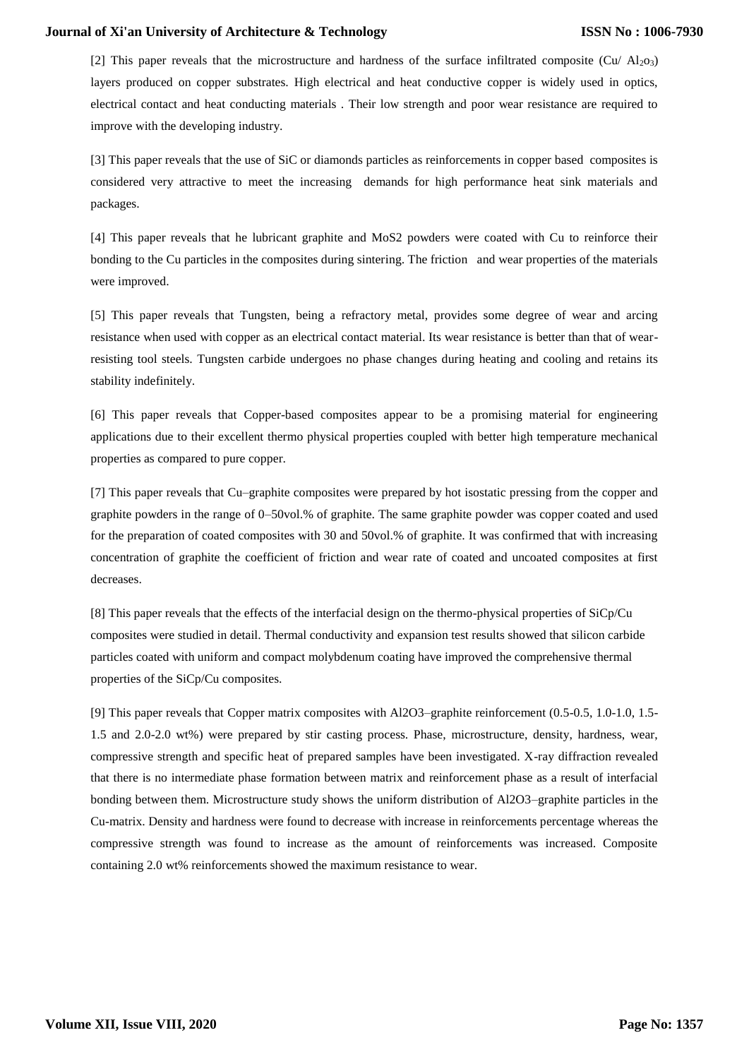[2] This paper reveals that the microstructure and hardness of the surface infiltrated composite (Cu/ $Al_2o_3$) layers produced on copper substrates. High electrical and heat conductive copper is widely used in optics, electrical contact and heat conducting materials . Their low strength and poor wear resistance are required to improve with the developing industry.

[3] This paper reveals that the use of SiC or diamonds particles as reinforcements in copper based composites is considered very attractive to meet the increasing demands for high performance heat sink materials and packages.

[4] This paper reveals that he lubricant graphite and MoS2 powders were coated with Cu to reinforce their bonding to the Cu particles in the composites during sintering. The friction and wear properties of the materials were improved.

[5] This paper reveals that Tungsten, being a refractory metal, provides some degree of wear and arcing resistance when used with copper as an electrical contact material. Its wear resistance is better than that of wear-resisting tool steels. Tungsten carbide undergoes no phase changes during heating and cooling and retains its stability indefinitely.

[6] This paper reveals that Copper-based composites appear to be a promising material for engineering applications due to their excellent thermo physical properties coupled with better high temperature mechanical properties as compared to pure copper.

[7] This paper reveals that Cu–graphite composites were prepared by hot isostatic pressing from the copper and graphite powders in the range of 0–50vol.% of graphite. The same graphite powder was copper coated and used for the preparation of coated composites with 30 and 50vol.% of graphite. It was confirmed that with increasing concentration of graphite the coefficient of friction and wear rate of coated and uncoated composites at first decreases.

[8] This paper reveals that the effects of the interfacial design on the thermo-physical properties of SiCp/Cu composites were studied in detail. Thermal conductivity and expansion test results showed that silicon carbide particles coated with uniform and compact molybdenum coating have improved the comprehensive thermal properties of the SiCp/Cu composites.

[9] This paper reveals that Copper matrix composites with Al2O3–graphite reinforcement (0.5-0.5, 1.0-1.0, 1.5-1.5 and 2.0-2.0 wt%) were prepared by stir casting process. Phase, microstructure, density, hardness, wear, compressive strength and specific heat of prepared samples have been investigated. X-ray diffraction revealed that there is no intermediate phase formation between matrix and reinforcement phase as a result of interfacial bonding between them. Microstructure study shows the uniform distribution of Al2O3–graphite particles in the Cu-matrix. Density and hardness were found to decrease with increase in reinforcements percentage whereas the compressive strength was found to increase as the amount of reinforcements was increased. Composite containing 2.0 wt% reinforcements showed the maximum resistance to wear.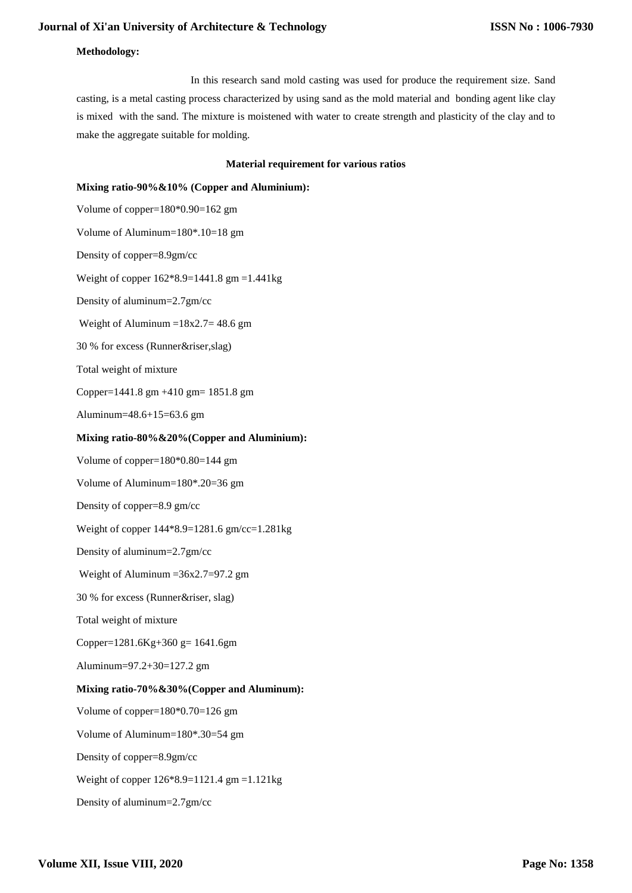**Methodology:**

In this research sand mold casting was used for produce the requirement size. Sand casting, is a metal casting process characterized by using sand as the mold material and bonding agent like clay is mixed with the sand. The mixture is moistened with water to create strength and plasticity of the clay and to make the aggregate suitable for molding.

**Material requirement for various ratios**

**Mixing ratio-90%&10% (Copper and Aluminium):**

Volume of copper=180*0.90=162 gm

Volume of Aluminum=180*.10=18 gm

Density of copper=8.9gm/cc

Weight of copper 162*8.9=1441.8 gm =1.441kg

Density of aluminum=2.7gm/cc

Weight of Aluminum =18x2.7= 48.6 gm

30 % for excess (Runner&riser,slag)

Total weight of mixture

Copper=1441.8 gm +410 gm= 1851.8 gm

Aluminum=48.6+15=63.6 gm

**Mixing ratio-80%&20%(Copper and Aluminium):**

Volume of copper=180*0.80=144 gm

Volume of Aluminum=180*.20=36 gm

Density of copper=8.9 gm/cc

Weight of copper 144*8.9=1281.6 gm/cc=1.281kg

Density of aluminum=2.7gm/cc

Weight of Aluminum =36x2.7=97.2 gm

30 % for excess (Runner&riser, slag)

Total weight of mixture

Copper=1281.6Kg+360 g= 1641.6gm

Aluminum=97.2+30=127.2 gm

**Mixing ratio-70%&30%(Copper and Aluminum):**

Volume of copper=180*0.70=126 gm

Volume of Aluminum=180*.30=54 gm

Density of copper=8.9gm/cc

Weight of copper 126*8.9=1121.4 gm =1.121kg

Density of aluminum=2.7gm/cc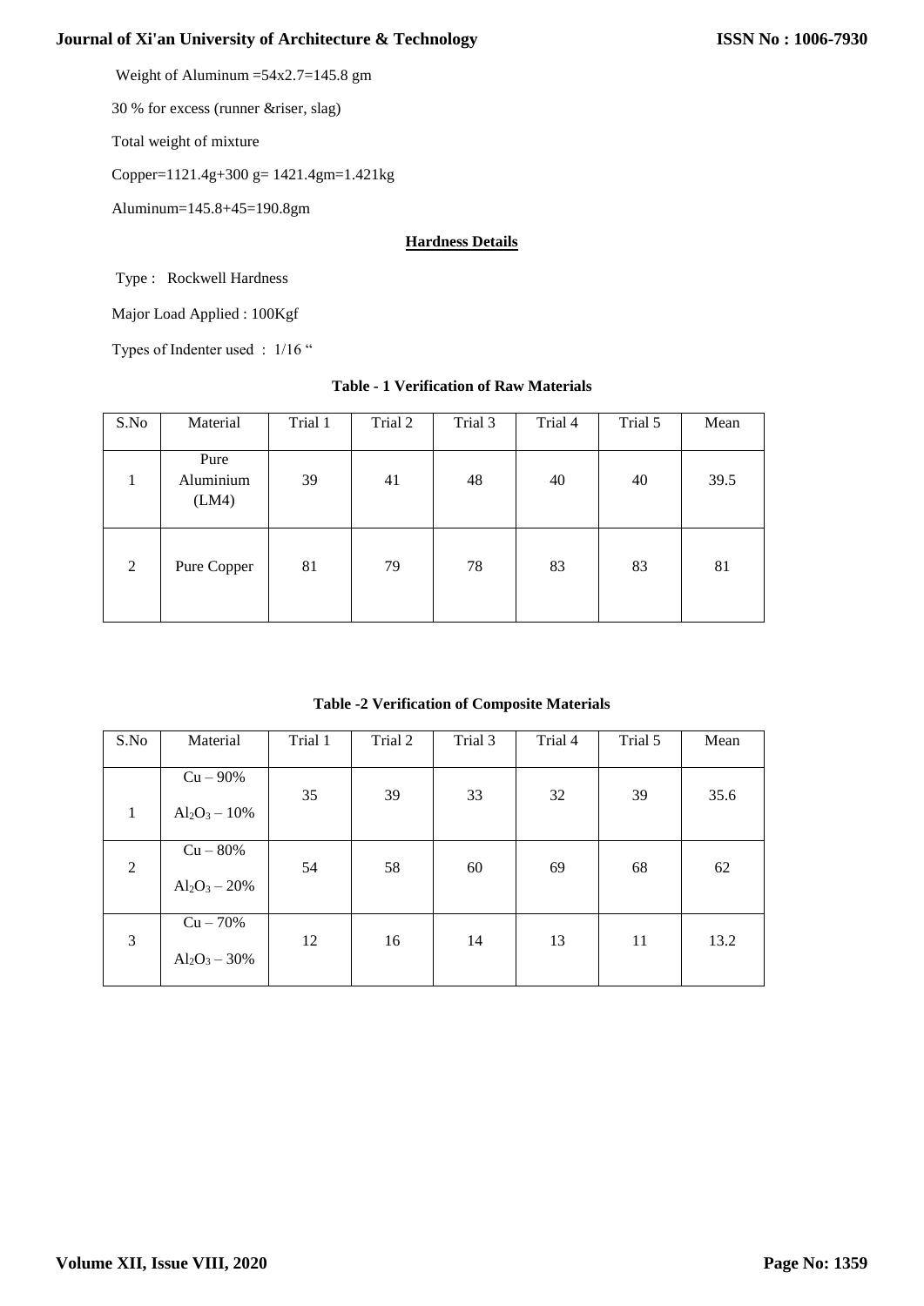Weight of Aluminum =54x2.7=145.8 gm

30 % for excess (runner &riser, slag)

Total weight of mixture

Copper=1121.4g+300 g= 1421.4gm=1.421kg

Aluminum=145.8+45=190.8gm

**Hardness Details**

Type : Rockwell Hardness

Major Load Applied : 100Kgf

Types of Indenter used : 1/16 "

**Table - 1 Verification of Raw Materials**

| S.No | Material | Trial 1 | Trial 2 | Trial 3 | Trial 4 | Trial 5 | Mean |
|---|---|---|---|---|---|---|---|
| 1 | Pure Aluminium (LM4) | 39 | 41 | 48 | 40 | 40 | 39.5 |
| 2 | Pure Copper | 81 | 79 | 78 | 83 | 83 | 81 |

**Table -2 Verification of Composite Materials**

| S.No | Material | Trial 1 | Trial 2 | Trial 3 | Trial 4 | Trial 5 | Mean |
|---|---|---|---|---|---|---|---|
| 1 | Cu – 90% $Al_2O_3$ – 10% | 35 | 39 | 33 | 32 | 39 | 35.6 |
| 2 | Cu – 80% $Al_2O_3$ – 20% | 54 | 58 | 60 | 69 | 68 | 62 |
| 3 | Cu – 70% $Al_2O_3$ – 30% | 12 | 16 | 14 | 13 | 11 | 13.2 |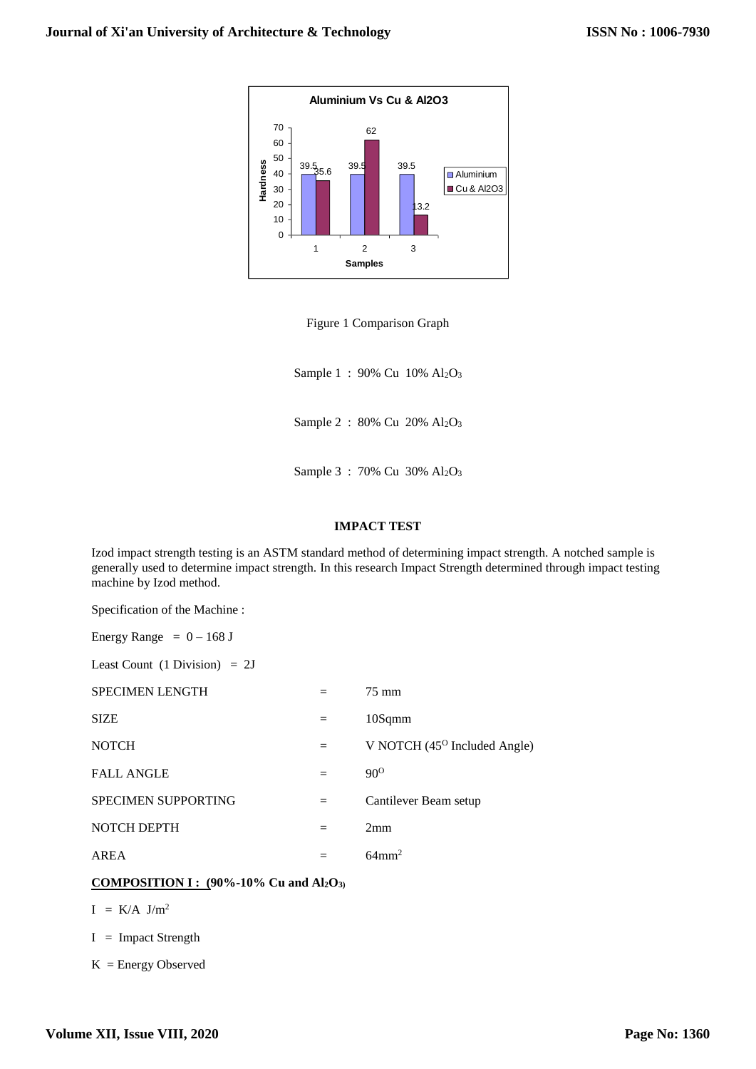Figure 1 Comparison Graph

Sample 1 : 90% Cu 10% $Al_2O_3$

Sample 2 : 80% Cu 20% $Al_2O_3$

Sample 3 : 70% Cu 30% $Al_2O_3$

### IMPACT TEST

Izod impact strength testing is an ASTM standard method of determining impact strength. A notched sample is generally used to determine impact strength. In this research Impact Strength determined through impact testing machine by Izod method.

Specification of the Machine :

Energy Range = 0 – 168 J

Least Count (1 Division) = 2J

| | | |
|---|---|---|
| SPECIMEN LENGTH | = | 75 mm |
| SIZE | = | 10Sqmm |
| NOTCH | = | V NOTCH ($45^O$ Included Angle) |
| FALL ANGLE | = | $90^O$ |
| SPECIMEN SUPPORTING | = | Cantilever Beam setup |
| NOTCH DEPTH | = | 2mm |
| AREA | = | $64mm^2$ |

**COMPOSITION I : (90%-10% Cu and $Al_2O_3$)**

I = K/A $J/m^2$

I = Impact Strength

K = Energy Observed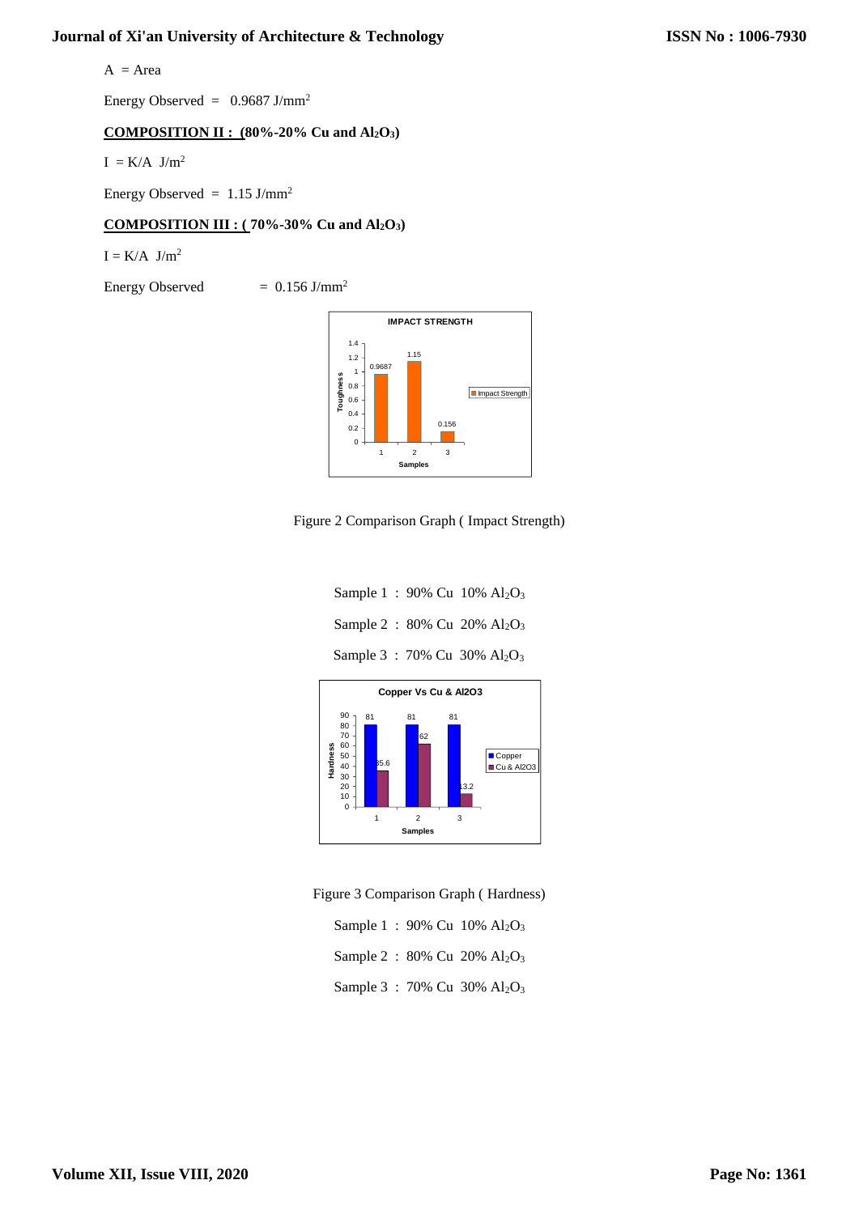$A$ = Area

Energy Observed = 0.9687 $J/mm^2$

**COMPOSITION II : (80%-20% Cu and $Al_2O_3$)**

$I = K/A \; J/m^2$

Energy Observed = 1.15 $J/mm^2$

**COMPOSITION III : ( 70%-30% Cu and $Al_2O_3$)**

$I = K/A \; J/m^2$

Energy Observed = 0.156 $J/mm^2$

Figure 2 Comparison Graph ( Impact Strength)

Sample 1 : 90% Cu 10% $Al_2O_3$

Sample 2 : 80% Cu 20% $Al_2O_3$

Sample 3 : 70% Cu 30% $Al_2O_3$

Figure 3 Comparison Graph ( Hardness)

Sample 1 : 90% Cu 10% $Al_2O_3$

Sample 2 : 80% Cu 20% $Al_2O_3$

Sample 3 : 70% Cu 30% $Al_2O_3$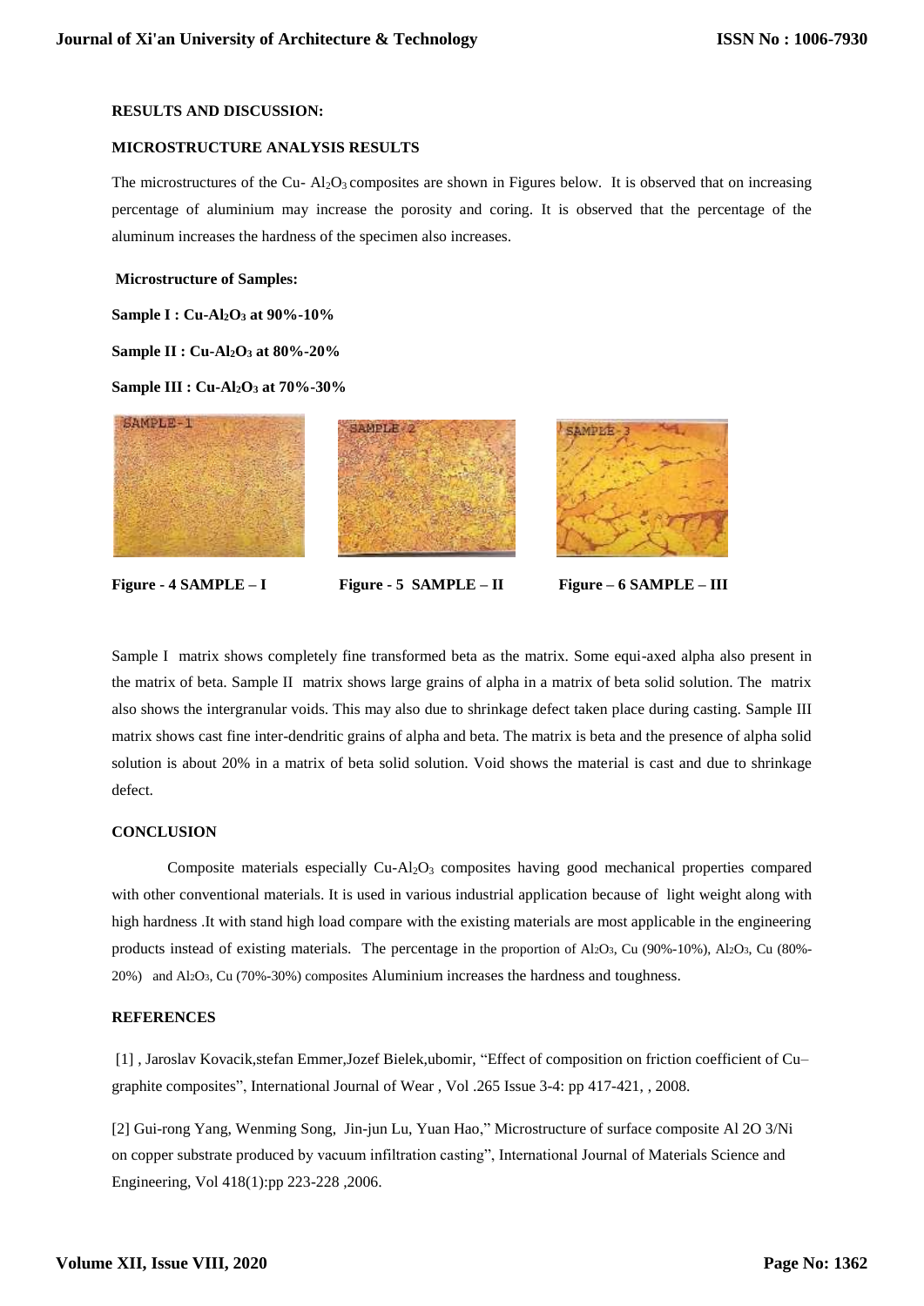**RESULTS AND DISCUSSION:**

**MICROSTRUCTURE ANALYSIS RESULTS**

The microstructures of the Cu- $Al_2O_3$ composites are shown in Figures below. It is observed that on increasing percentage of aluminium may increase the porosity and coring. It is observed that the percentage of the aluminum increases the hardness of the specimen also increases.

**Microstructure of Samples:**

**Sample I : Cu-$Al_2O_3$ at 90%-10%**

**Sample II : Cu-$Al_2O_3$ at 80%-20%**

**Sample III : Cu-$Al_2O_3$ at 70%-30%**

**Figure - 4 SAMPLE – I** **Figure - 5 SAMPLE – II** **Figure – 6 SAMPLE – III**

Sample I matrix shows completely fine transformed beta as the matrix. Some equi-axed alpha also present in the matrix of beta. Sample II matrix shows large grains of alpha in a matrix of beta solid solution. The matrix also shows the intergranular voids. This may also due to shrinkage defect taken place during casting. Sample III matrix shows cast fine inter-dendritic grains of alpha and beta. The matrix is beta and the presence of alpha solid solution is about 20% in a matrix of beta solid solution. Void shows the material is cast and due to shrinkage defect.

**CONCLUSION**

Composite materials especially Cu-$Al_2O_3$ composites having good mechanical properties compared with other conventional materials. It is used in various industrial application because of light weight along with high hardness .It with stand high load compare with the existing materials are most applicable in the engineering products instead of existing materials. The percentage in the proportion of $Al_2O_3$, Cu (90%-10%), $Al_2O_3$, Cu (80%-20%) and $Al_2O_3$, Cu (70%-30%) composites Aluminium increases the hardness and toughness.

**REFERENCES**

[1] , Jaroslav Kovacik,stefan Emmer,Jozef Bielek,ubomir, "Effect of composition on friction coefficient of Cu–graphite composites", International Journal of Wear , Vol .265 Issue 3-4: pp 417-421, , 2008.

[2] Gui-rong Yang, Wenming Song, Jin-jun Lu, Yuan Hao," Microstructure of surface composite Al 2O 3/Ni on copper substrate produced by vacuum infiltration casting", International Journal of Materials Science and Engineering, Vol 418(1):pp 223-228 ,2006.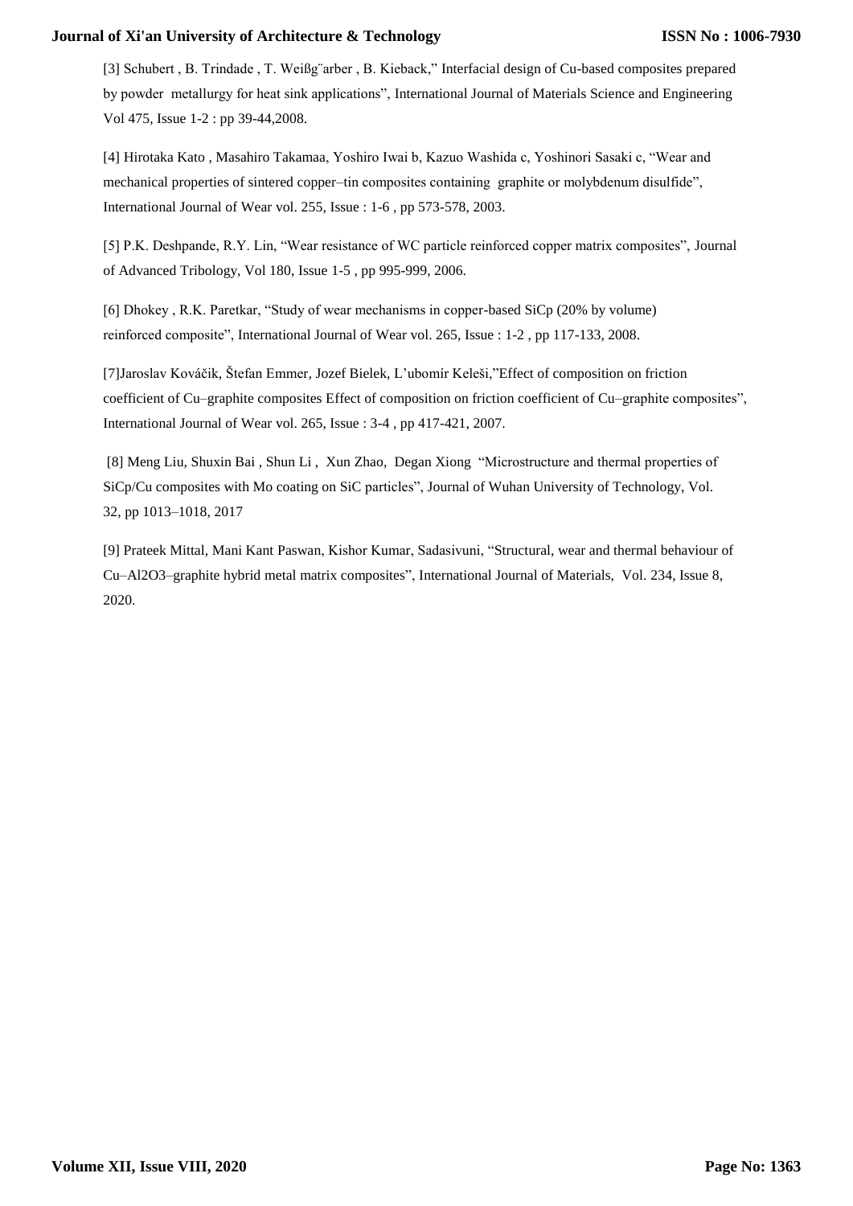[3] Schubert , B. Trindade , T. Weißg¨arber , B. Kieback," Interfacial design of Cu-based composites prepared by powder metallurgy for heat sink applications", International Journal of Materials Science and Engineering Vol 475, Issue 1-2 : pp 39-44,2008.

[4] Hirotaka Kato , Masahiro Takamaa, Yoshiro Iwai b, Kazuo Washida c, Yoshinori Sasaki c, "Wear and mechanical properties of sintered copper–tin composites containing graphite or molybdenum disulfide", International Journal of Wear vol. 255, Issue : 1-6 , pp 573-578, 2003.

[5] P.K. Deshpande, R.Y. Lin, "Wear resistance of WC particle reinforced copper matrix composites", Journal of Advanced Tribology, Vol 180, Issue 1-5 , pp 995-999, 2006.

[6] Dhokey , R.K. Paretkar, "Study of wear mechanisms in copper-based SiCp (20% by volume) reinforced composite", International Journal of Wear vol. 265, Issue : 1-2 , pp 117-133, 2008.

[7]Jaroslav Kováčik, Štefan Emmer, Jozef Bielek, L'ubomír Keleši,"Effect of composition on friction coefficient of Cu–graphite composites Effect of composition on friction coefficient of Cu–graphite composites", International Journal of Wear vol. 265, Issue : 3-4 , pp 417-421, 2007.

[8] Meng Liu, Shuxin Bai , Shun Li , Xun Zhao, Degan Xiong "Microstructure and thermal properties of SiCp/Cu composites with Mo coating on SiC particles", Journal of Wuhan University of Technology, Vol. 32, pp 1013–1018, 2017

[9] Prateek Mittal, Mani Kant Paswan, Kishor Kumar, Sadasivuni, "Structural, wear and thermal behaviour of Cu–Al2O3–graphite hybrid metal matrix composites", International Journal of Materials, Vol. 234, Issue 8, 2020.